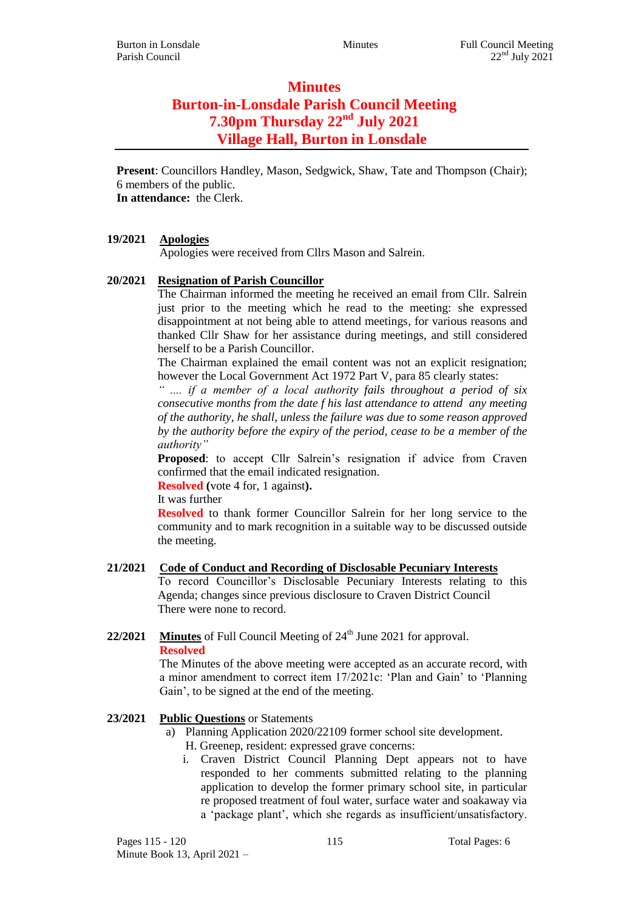# Minutes
# Burton-in-Lonsdale Parish Council Meeting
# 7.30pm Thursday 22nd July 2021
# Village Hall, Burton in Lonsdale

**Present**: Councillors Handley, Mason, Sedgwick, Shaw, Tate and Thompson (Chair); 6 members of the public.
**In attendance:** the Clerk.

**19/2021 Apologies**

Apologies were received from Cllrs Mason and Salrein.

**20/2021 Resignation of Parish Councillor**

The Chairman informed the meeting he received an email from Cllr. Salrein just prior to the meeting which he read to the meeting: she expressed disappointment at not being able to attend meetings, for various reasons and thanked Cllr Shaw for her assistance during meetings, and still considered herself to be a Parish Councillor.

The Chairman explained the email content was not an explicit resignation; however the Local Government Act 1972 Part V, para 85 clearly states:

*" .... if a member of a local authority fails throughout a period of six consecutive months from the date f his last attendance to attend any meeting of the authority, he shall, unless the failure was due to some reason approved by the authority before the expiry of the period, cease to be a member of the authority"*

**Proposed**: to accept Cllr Salrein's resignation if advice from Craven confirmed that the email indicated resignation.

**Resolved (**vote 4 for, 1 against**).**

It was further

**Resolved** to thank former Councillor Salrein for her long service to the community and to mark recognition in a suitable way to be discussed outside the meeting.

**21/2021 Code of Conduct and Recording of Disclosable Pecuniary Interests**

To record Councillor's Disclosable Pecuniary Interests relating to this Agenda; changes since previous disclosure to Craven District Council

There were none to record.

**22/2021 Minutes** of Full Council Meeting of 24th June 2021 for approval.

**Resolved**

The Minutes of the above meeting were accepted as an accurate record, with a minor amendment to correct item 17/2021c: 'Plan and Gain' to 'Planning Gain', to be signed at the end of the meeting.

**23/2021 Public Questions** or Statements

a) Planning Application 2020/22109 former school site development.
   H. Greenep, resident: expressed grave concerns:
   i. Craven District Council Planning Dept appears not to have responded to her comments submitted relating to the planning application to develop the former primary school site, in particular re proposed treatment of foul water, surface water and soakaway via a 'package plant', which she regards as insufficient/unsatisfactory.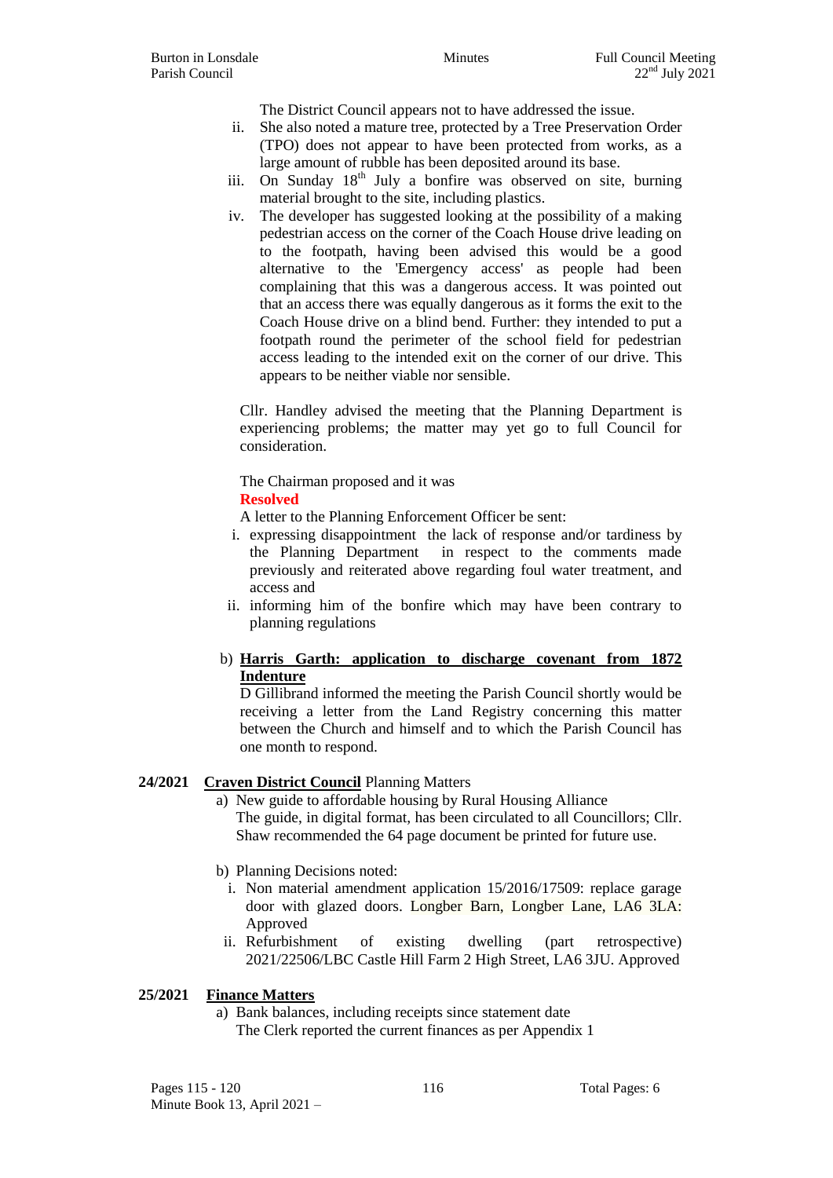The District Council appears not to have addressed the issue.

ii. She also noted a mature tree, protected by a Tree Preservation Order (TPO) does not appear to have been protected from works, as a large amount of rubble has been deposited around its base.

iii. On Sunday 18th July a bonfire was observed on site, burning material brought to the site, including plastics.

iv. The developer has suggested looking at the possibility of a making pedestrian access on the corner of the Coach House drive leading on to the footpath, having been advised this would be a good alternative to the 'Emergency access' as people had been complaining that this was a dangerous access. It was pointed out that an access there was equally dangerous as it forms the exit to the Coach House drive on a blind bend. Further: they intended to put a footpath round the perimeter of the school field for pedestrian access leading to the intended exit on the corner of our drive. This appears to be neither viable nor sensible.

Cllr. Handley advised the meeting that the Planning Department is experiencing problems; the matter may yet go to full Council for consideration.

The Chairman proposed and it was

**Resolved**

A letter to the Planning Enforcement Officer be sent:

i. expressing disappointment the lack of response and/or tardiness by the Planning Department in respect to the comments made previously and reiterated above regarding foul water treatment, and access and

ii. informing him of the bonfire which may have been contrary to planning regulations

b) **Harris Garth: application to discharge covenant from 1872 Indenture**

D Gillibrand informed the meeting the Parish Council shortly would be receiving a letter from the Land Registry concerning this matter between the Church and himself and to which the Parish Council has one month to respond.

**24/2021** **Craven District Council** Planning Matters

a) New guide to affordable housing by Rural Housing Alliance

The guide, in digital format, has been circulated to all Councillors; Cllr. Shaw recommended the 64 page document be printed for future use.

b) Planning Decisions noted:

i. Non material amendment application 15/2016/17509: replace garage door with glazed doors. Longber Barn, Longber Lane, LA6 3LA: Approved

ii. Refurbishment of existing dwelling (part retrospective) 2021/22506/LBC Castle Hill Farm 2 High Street, LA6 3JU. Approved

**25/2021** **Finance Matters**

a) Bank balances, including receipts since statement date

The Clerk reported the current finances as per Appendix 1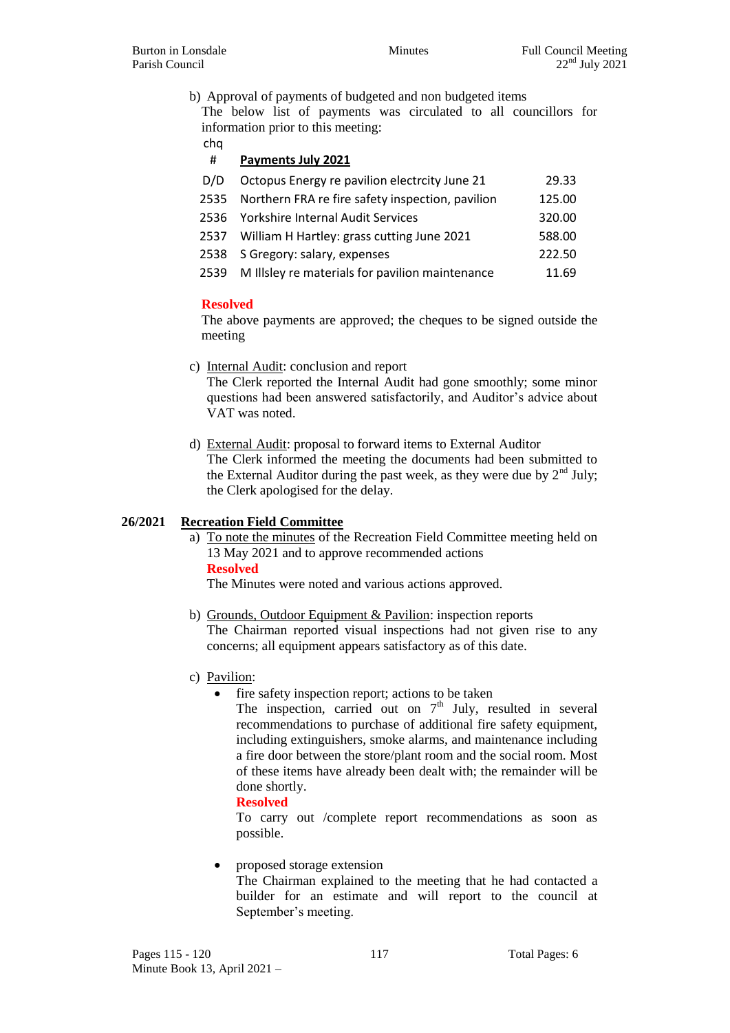b) Approval of payments of budgeted and non budgeted items

The below list of payments was circulated to all councillors for information prior to this meeting:

| chq # | **Payments July 2021** | |
|---|---|---|
| D/D | Octopus Energy re pavilion electrcity June 21 | 29.33 |
| 2535 | Northern FRA re fire safety inspection, pavilion | 125.00 |
| 2536 | Yorkshire Internal Audit Services | 320.00 |
| 2537 | William H Hartley: grass cutting June 2021 | 588.00 |
| 2538 | S Gregory: salary, expenses | 222.50 |
| 2539 | M Illsley re materials for pavilion maintenance | 11.69 |

**Resolved**

The above payments are approved; the cheques to be signed outside the meeting

c) Internal Audit: conclusion and report

The Clerk reported the Internal Audit had gone smoothly; some minor questions had been answered satisfactorily, and Auditor's advice about VAT was noted.

d) External Audit: proposal to forward items to External Auditor

The Clerk informed the meeting the documents had been submitted to the External Auditor during the past week, as they were due by 2nd July; the Clerk apologised for the delay.

**26/2021 Recreation Field Committee**

a) To note the minutes of the Recreation Field Committee meeting held on 13 May 2021 and to approve recommended actions

**Resolved**

The Minutes were noted and various actions approved.

b) Grounds, Outdoor Equipment & Pavilion: inspection reports

The Chairman reported visual inspections had not given rise to any concerns; all equipment appears satisfactory as of this date.

c) Pavilion:

- fire safety inspection report; actions to be taken

  The inspection, carried out on 7th July, resulted in several recommendations to purchase of additional fire safety equipment, including extinguishers, smoke alarms, and maintenance including a fire door between the store/plant room and the social room. Most of these items have already been dealt with; the remainder will be done shortly.

  **Resolved**

  To carry out /complete report recommendations as soon as possible.

- proposed storage extension

  The Chairman explained to the meeting that he had contacted a builder for an estimate and will report to the council at September's meeting.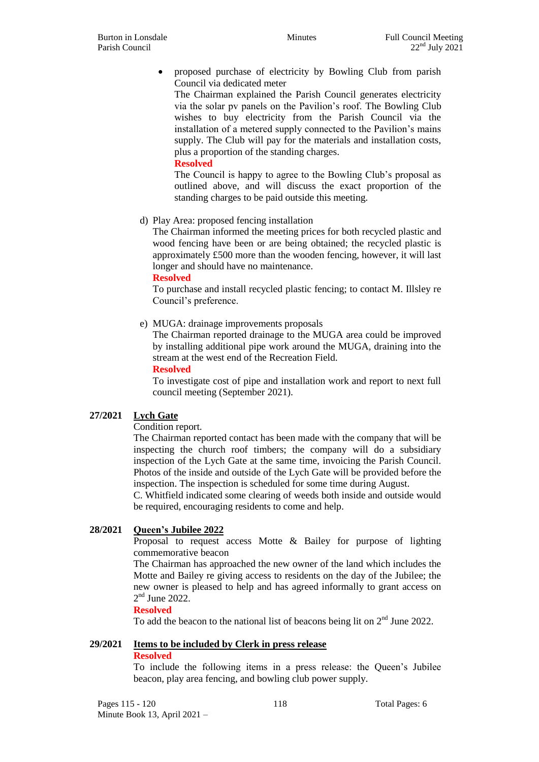- proposed purchase of electricity by Bowling Club from parish Council via dedicated meter

  The Chairman explained the Parish Council generates electricity via the solar pv panels on the Pavilion's roof. The Bowling Club wishes to buy electricity from the Parish Council via the installation of a metered supply connected to the Pavilion's mains supply. The Club will pay for the materials and installation costs, plus a proportion of the standing charges.

  **Resolved**

  The Council is happy to agree to the Bowling Club's proposal as outlined above, and will discuss the exact proportion of the standing charges to be paid outside this meeting.

d) Play Area: proposed fencing installation

The Chairman informed the meeting prices for both recycled plastic and wood fencing have been or are being obtained; the recycled plastic is approximately £500 more than the wooden fencing, however, it will last longer and should have no maintenance.

**Resolved**

To purchase and install recycled plastic fencing; to contact M. Illsley re Council's preference.

e) MUGA: drainage improvements proposals

The Chairman reported drainage to the MUGA area could be improved by installing additional pipe work around the MUGA, draining into the stream at the west end of the Recreation Field.

**Resolved**

To investigate cost of pipe and installation work and report to next full council meeting (September 2021).

**27/2021** **Lych Gate**

Condition report.

The Chairman reported contact has been made with the company that will be inspecting the church roof timbers; the company will do a subsidiary inspection of the Lych Gate at the same time, invoicing the Parish Council. Photos of the inside and outside of the Lych Gate will be provided before the inspection. The inspection is scheduled for some time during August.

C. Whitfield indicated some clearing of weeds both inside and outside would be required, encouraging residents to come and help.

**28/2021** **Queen's Jubilee 2022**

Proposal to request access Motte & Bailey for purpose of lighting commemorative beacon

The Chairman has approached the new owner of the land which includes the Motte and Bailey re giving access to residents on the day of the Jubilee; the new owner is pleased to help and has agreed informally to grant access on 2nd June 2022.

**Resolved**

To add the beacon to the national list of beacons being lit on 2nd June 2022.

**29/2021** **Items to be included by Clerk in press release**

**Resolved**

To include the following items in a press release: the Queen's Jubilee beacon, play area fencing, and bowling club power supply.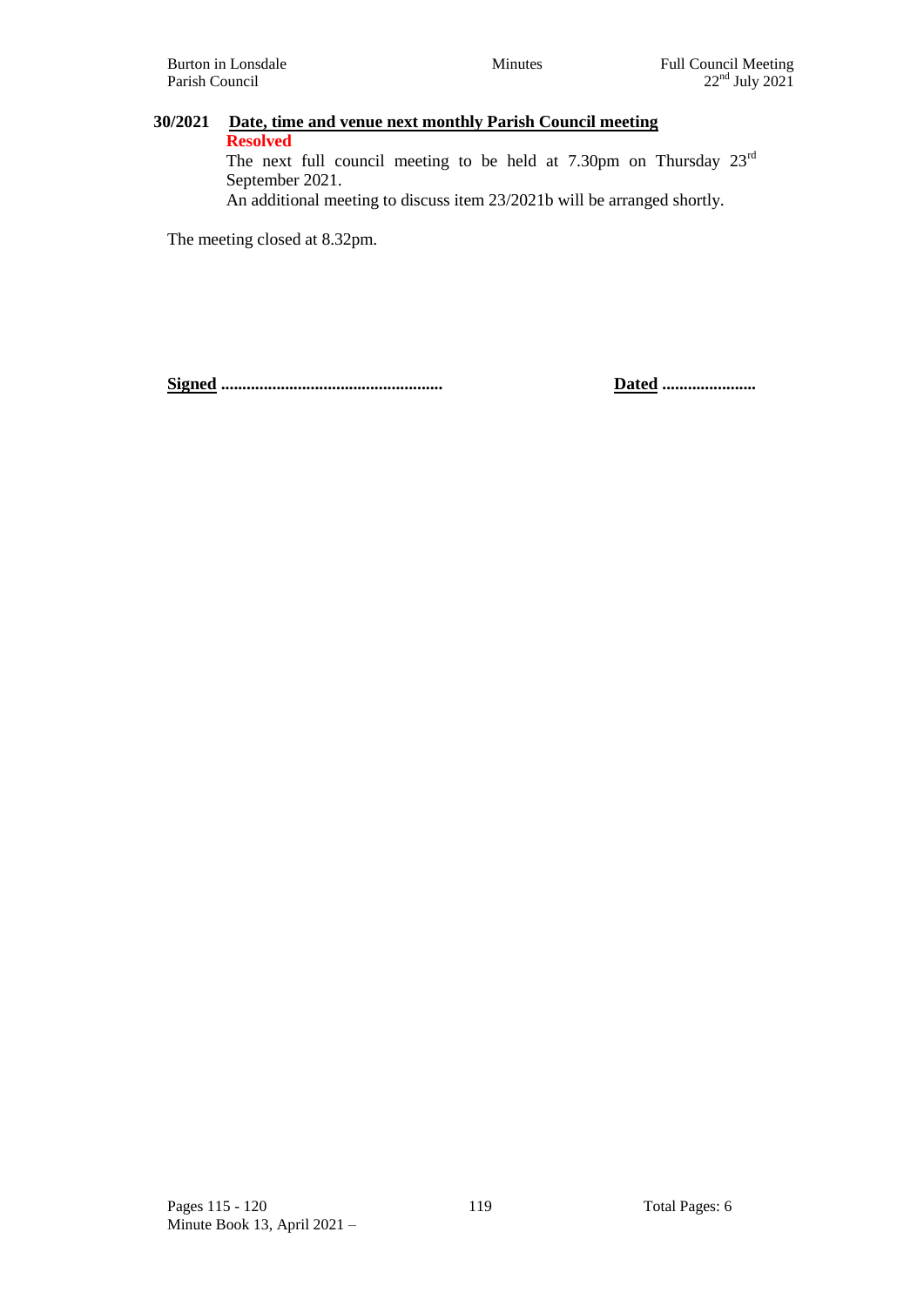**30/2021 Date, time and venue next monthly Parish Council meeting**

**Resolved**

The next full council meeting to be held at 7.30pm on Thursday 23rd September 2021.

An additional meeting to discuss item 23/2021b will be arranged shortly.

The meeting closed at 8.32pm.

**Signed** ...................................................

**Dated** ......................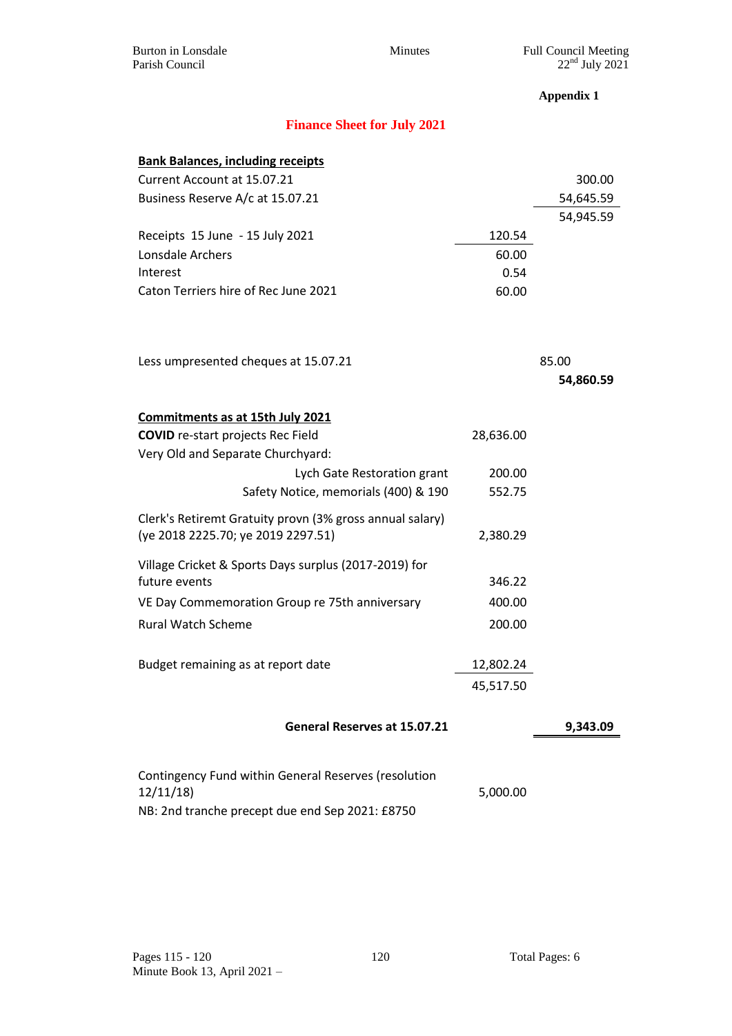**Appendix 1**

## Finance Sheet for July 2021

| | | |
|---|---|---|
| **Bank Balances, including receipts** | | |
| Current Account at 15.07.21 | | 300.00 |
| Business Reserve A/c at 15.07.21 | | 54,645.59 |
| | | 54,945.59 |
| Receipts 15 June - 15 July 2021 | 120.54 | |
| Lonsdale Archers | 60.00 | |
| Interest | 0.54 | |
| Caton Terriers hire of Rec June 2021 | 60.00 | |
| Less unpresented cheques at 15.07.21 | | 85.00 |
| | | **54,860.59** |
| **Commitments as at 15th July 2021** | | |
| **COVID** re-start projects Rec Field | 28,636.00 | |
| Very Old and Separate Churchyard: | | |
| Lych Gate Restoration grant | 200.00 | |
| Safety Notice, memorials (400) & 190 | 552.75 | |
| Clerk's Retiremt Gratuity provn (3% gross annual salary) (ye 2018 2225.70; ye 2019 2297.51) | 2,380.29 | |
| Village Cricket & Sports Days surplus (2017-2019) for future events | 346.22 | |
| VE Day Commemoration Group re 75th anniversary | 400.00 | |
| Rural Watch Scheme | 200.00 | |
| Budget remaining as at report date | 12,802.24 | |
| | 45,517.50 | |
| **General Reserves at 15.07.21** | | **9,343.09** |
| Contingency Fund within General Reserves (resolution 12/11/18) | 5,000.00 | |
| NB: 2nd tranche precept due end Sep 2021: £8750 | | |